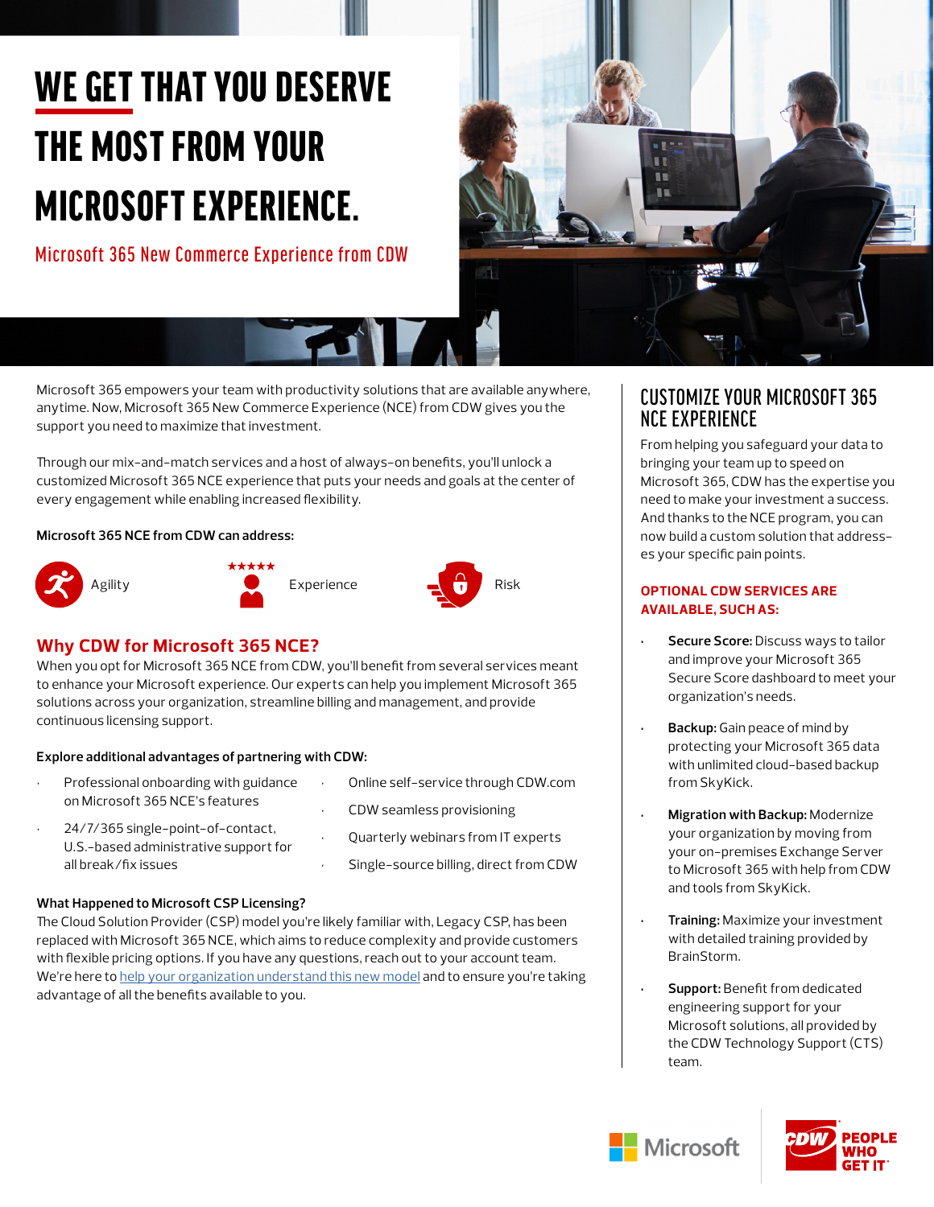# WE GET THAT YOU DESERVE THE MOST FROM YOUR MICROSOFT EXPERIENCE.

Microsoft 365 New Commerce Experience from CDW

Microsoft 365 empowers your team with productivity solutions that are available anywhere, anytime. Now, Microsoft 365 New Commerce Experience (NCE) from CDW gives you the support you need to maximize that investment.

Through our mix-and-match services and a host of always-on benefits, you'll unlock a customized Microsoft 365 NCE experience that puts your needs and goals at the center of every engagement while enabling increased flexibility.

**Microsoft 365 NCE from CDW can address:**

- Agility
- Experience
- Risk

## Why CDW for Microsoft 365 NCE?

When you opt for Microsoft 365 NCE from CDW, you'll benefit from several services meant to enhance your Microsoft experience. Our experts can help you implement Microsoft 365 solutions across your organization, streamline billing and management, and provide continuous licensing support.

**Explore additional advantages of partnering with CDW:**

- Professional onboarding with guidance on Microsoft 365 NCE's features
- 24/7/365 single-point-of-contact, U.S.-based administrative support for all break/fix issues
- Online self-service through CDW.com
- CDW seamless provisioning
- Quarterly webinars from IT experts
- Single-source billing, direct from CDW

**What Happened to Microsoft CSP Licensing?**

The Cloud Solution Provider (CSP) model you're likely familiar with, Legacy CSP, has been replaced with Microsoft 365 NCE, which aims to reduce complexity and provide customers with flexible pricing options. If you have any questions, reach out to your account team. We're here to help your organization understand this new model and to ensure you're taking advantage of all the benefits available to you.

## CUSTOMIZE YOUR MICROSOFT 365 NCE EXPERIENCE

From helping you safeguard your data to bringing your team up to speed on Microsoft 365, CDW has the expertise you need to make your investment a success. And thanks to the NCE program, you can now build a custom solution that addresses your specific pain points.

**OPTIONAL CDW SERVICES ARE AVAILABLE, SUCH AS:**

- **Secure Score:** Discuss ways to tailor and improve your Microsoft 365 Secure Score dashboard to meet your organization's needs.
- **Backup:** Gain peace of mind by protecting your Microsoft 365 data with unlimited cloud-based backup from SkyKick.
- **Migration with Backup:** Modernize your organization by moving from your on-premises Exchange Server to Microsoft 365 with help from CDW and tools from SkyKick.
- **Training:** Maximize your investment with detailed training provided by BrainStorm.
- **Support:** Benefit from dedicated engineering support for your Microsoft solutions, all provided by the CDW Technology Support (CTS) team.

Microsoft | CDW PEOPLE WHO GET IT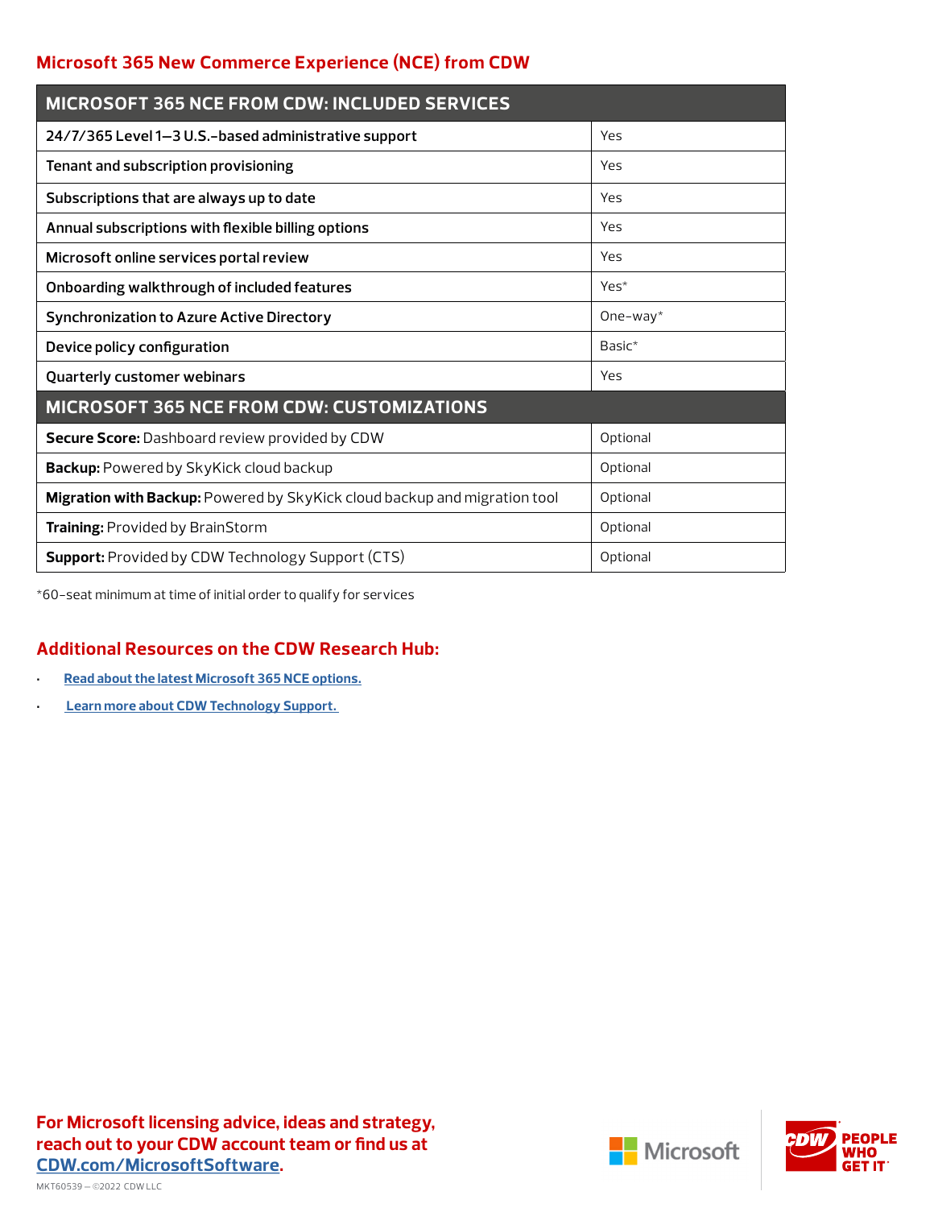## Microsoft 365 New Commerce Experience (NCE) from CDW

| MICROSOFT 365 NCE FROM CDW: INCLUDED SERVICES | |
|---|---|
| **24/7/365 Level 1–3 U.S.-based administrative support** | Yes |
| **Tenant and subscription provisioning** | Yes |
| **Subscriptions that are always up to date** | Yes |
| **Annual subscriptions with flexible billing options** | Yes |
| **Microsoft online services portal review** | Yes |
| **Onboarding walkthrough of included features** | Yes* |
| **Synchronization to Azure Active Directory** | One-way* |
| **Device policy configuration** | Basic* |
| **Quarterly customer webinars** | Yes |
| **MICROSOFT 365 NCE FROM CDW: CUSTOMIZATIONS** | |
| **Secure Score:** Dashboard review provided by CDW | Optional |
| **Backup:** Powered by SkyKick cloud backup | Optional |
| **Migration with Backup:** Powered by SkyKick cloud backup and migration tool | Optional |
| **Training:** Provided by BrainStorm | Optional |
| **Support:** Provided by CDW Technology Support (CTS) | Optional |

*60-seat minimum at time of initial order to qualify for services

## Additional Resources on the CDW Research Hub:

- Read about the latest Microsoft 365 NCE options.
- Learn more about CDW Technology Support.

**For Microsoft licensing advice, ideas and strategy, reach out to your CDW account team or find us at CDW.com/MicrosoftSoftware.**

Microsoft

CDW PEOPLE WHO GET IT

MKT60539 — ©2022 CDW LLC